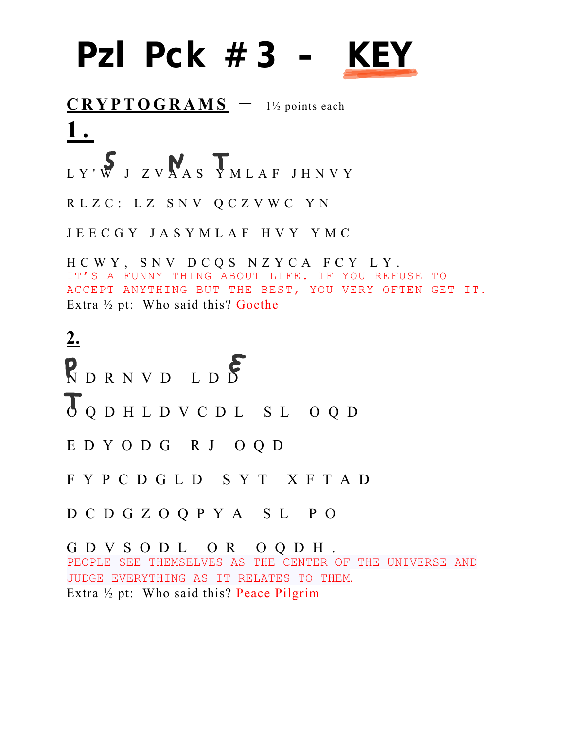# Pzl Pck # 3 - KEY

**CRYPTOGRAMS** – 1½ points each

**1.**

L Y ' W J Z V A A S Y M L A F J H N V Y

R L Z C : L Z S N V Q C Z V W C Y N

J E E C G Y J A S Y M L A F H V Y Y M C

H C W Y , S N V D C Q S N Z Y C A F C Y L Y .

IT'S A FUNNY THING ABOUT LIFE. IF YOU REFUSE TO ACCEPT ANYTHING BUT THE BEST, YOU VERY OFTEN GET IT.

Extra ½ pt: Who said this? Goethe

**2.**

N D R N V D L D D

O Q D H L D V C D L S L O Q D

E D Y O D G R J O Q D

F Y P C D G L D S Y T X F T A D

D C D G Z O Q P Y A S L P O

G D V S O D L O R O Q D H .

PEOPLE SEE THEMSELVES AS THE CENTER OF THE UNIVERSE AND JUDGE EVERYTHING AS IT RELATES TO THEM.

Extra ½ pt: Who said this? Peace Pilgrim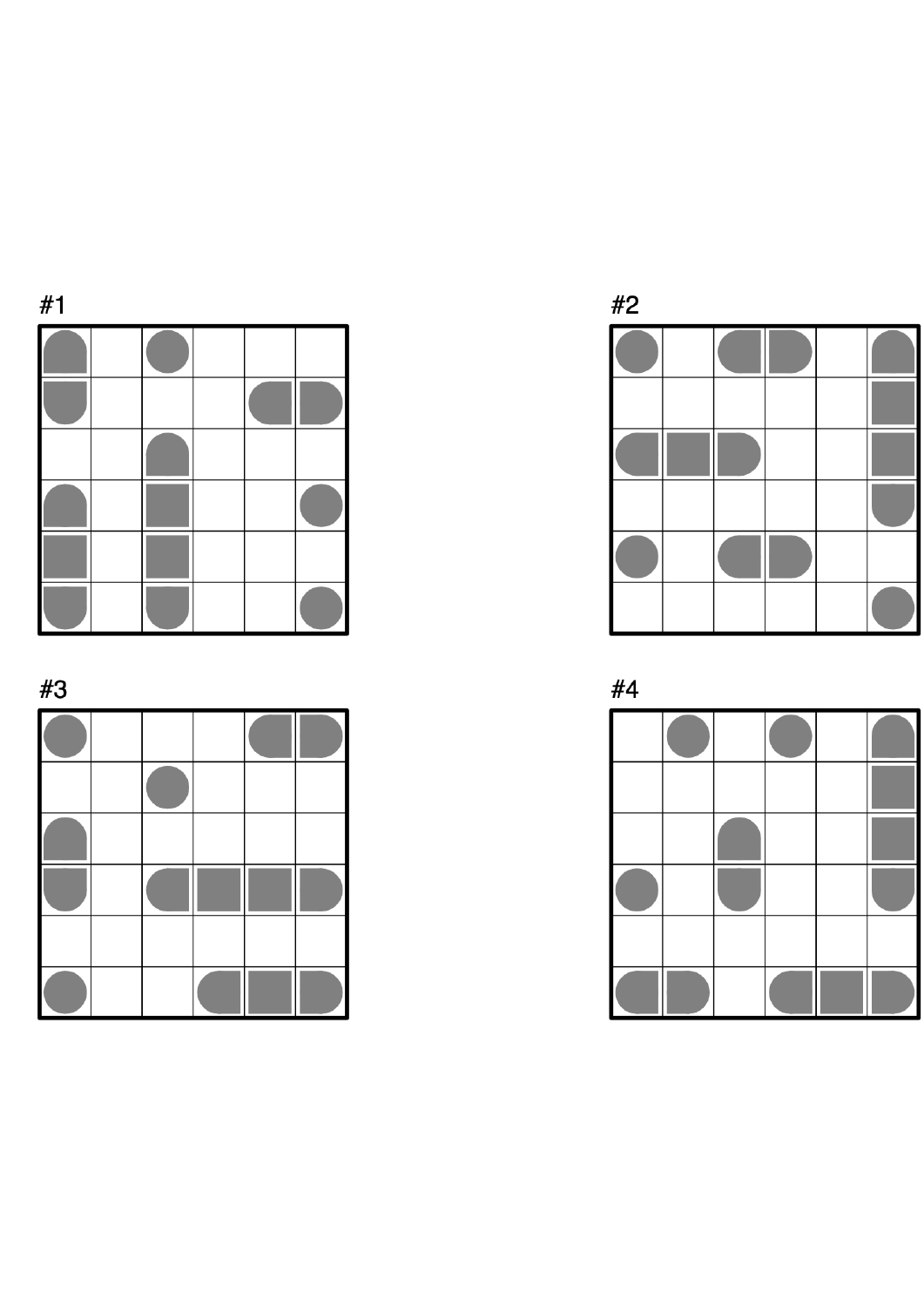#1

#2

#3

#4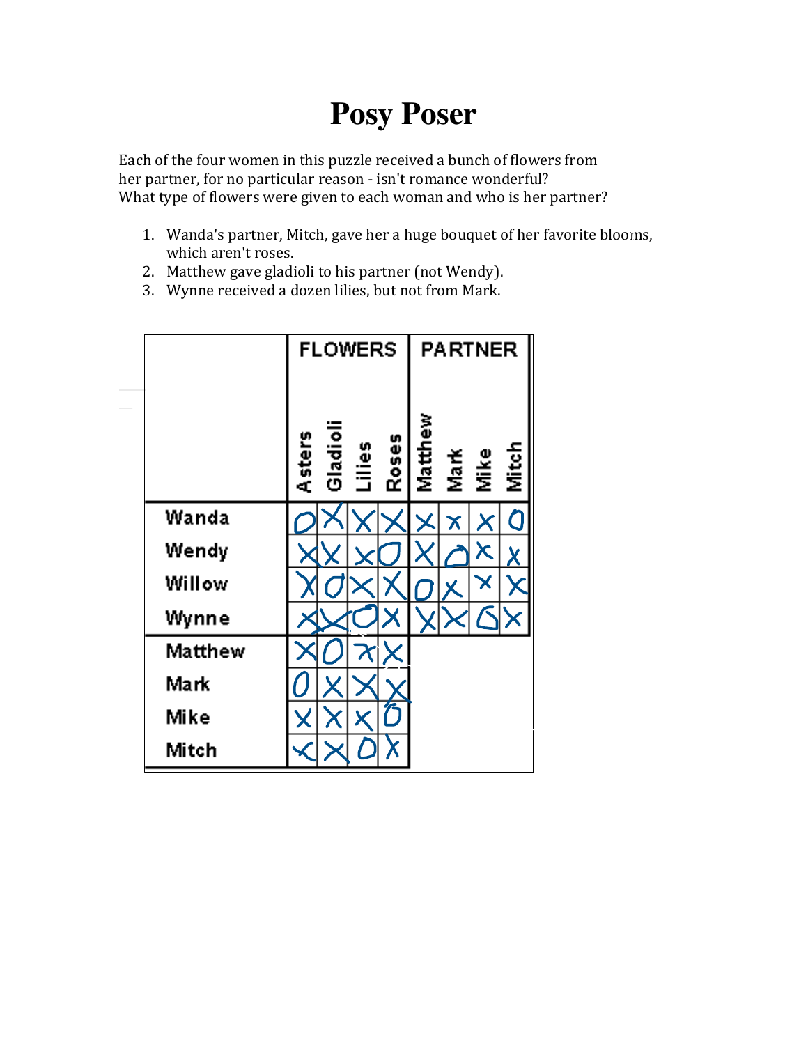# Posy Poser

Each of the four women in this puzzle received a bunch of flowers from her partner, for no particular reason - isn't romance wonderful? What type of flowers were given to each woman and who is her partner?

1. Wanda's partner, Mitch, gave her a huge bouquet of her favorite blooms, which aren't roses.
2. Matthew gave gladioli to his partner (not Wendy).
3. Wynne received a dozen lilies, but not from Mark.

| | FLOWERS | | | | PARTNER | | | |
|---|---|---|---|---|---|---|---|---|
| | Asters | Gladioli | Lilies | Roses | Matthew | Mark | Mike | Mitch |
| Wanda | O | X | X | X | X | X | X | O |
| Wendy | X | X | X | O | X | O | X | X |
| Willow | X | O | X | X | O | X | X | X |
| Wynne | X | X | O | X | X | X | O | X |
| Matthew | X | O | X | X | | | | |
| Mark | O | X | X | X | | | | |
| Mike | X | X | X | O | | | | |
| Mitch | X | X | O | X | | | | |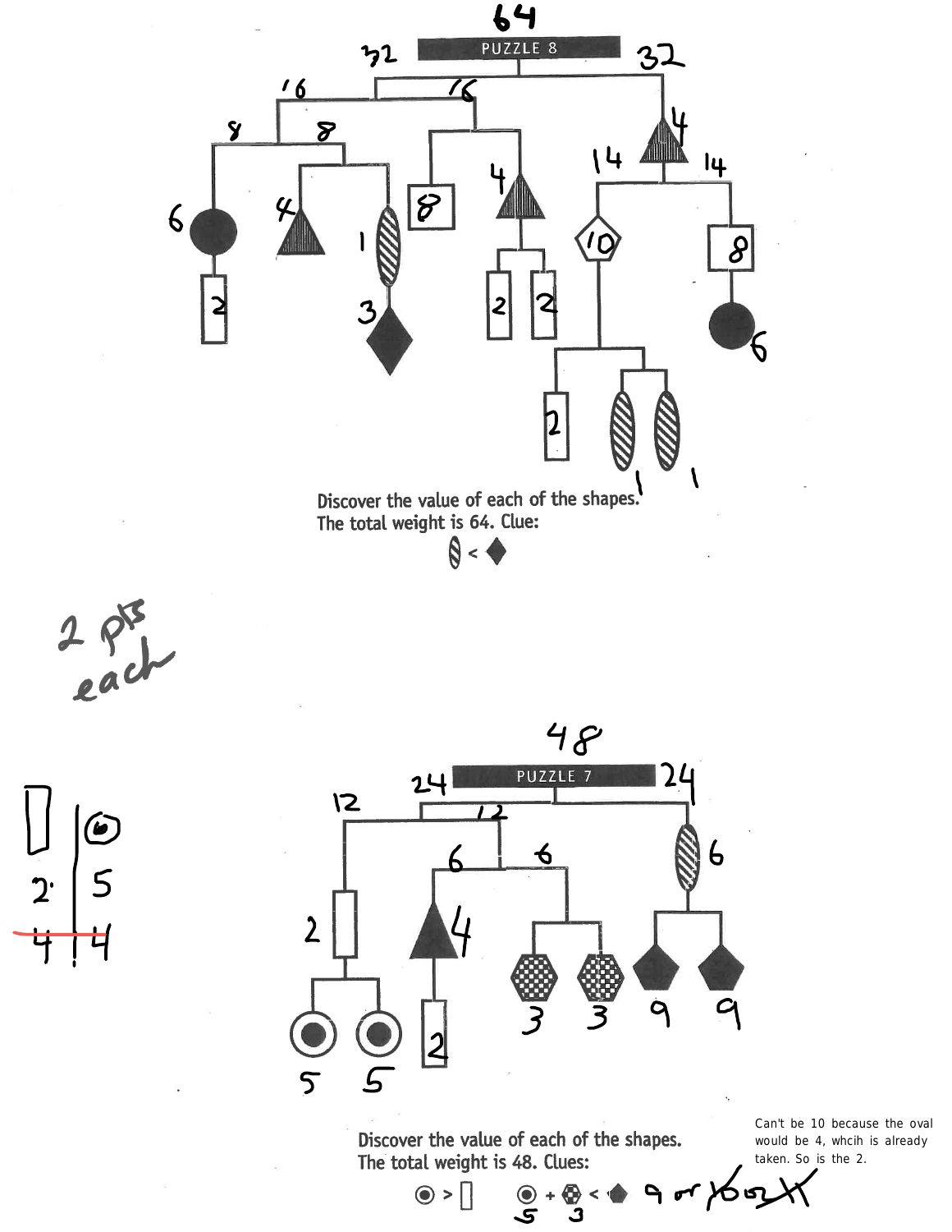64

## PUZZLE 8

32 32

16 16

8 8

6 4 1 8 4 4 14 14

2 3 2 2 10 8

6

2 1 1

Discover the value of each of the shapes.
The total weight is 64. Clue:

(oval) < (diamond)

2 pts each

| ▯ | ⊙ |
|---|---|
| 2 | 5 |
| ~~4~~ | 4 |

48

## PUZZLE 7

24 24

12 12

6 6 6

2 4

3 3 9 9

5 5 2

Discover the value of each of the shapes.
The total weight is 48. Clues:

⊙ > ▯     ⊙ + (hexagon) < (pentagon)   9 or ~~10 or 11~~

5 3

Can't be 10 because the oval would be 4, whcih is already taken. So is the 2.